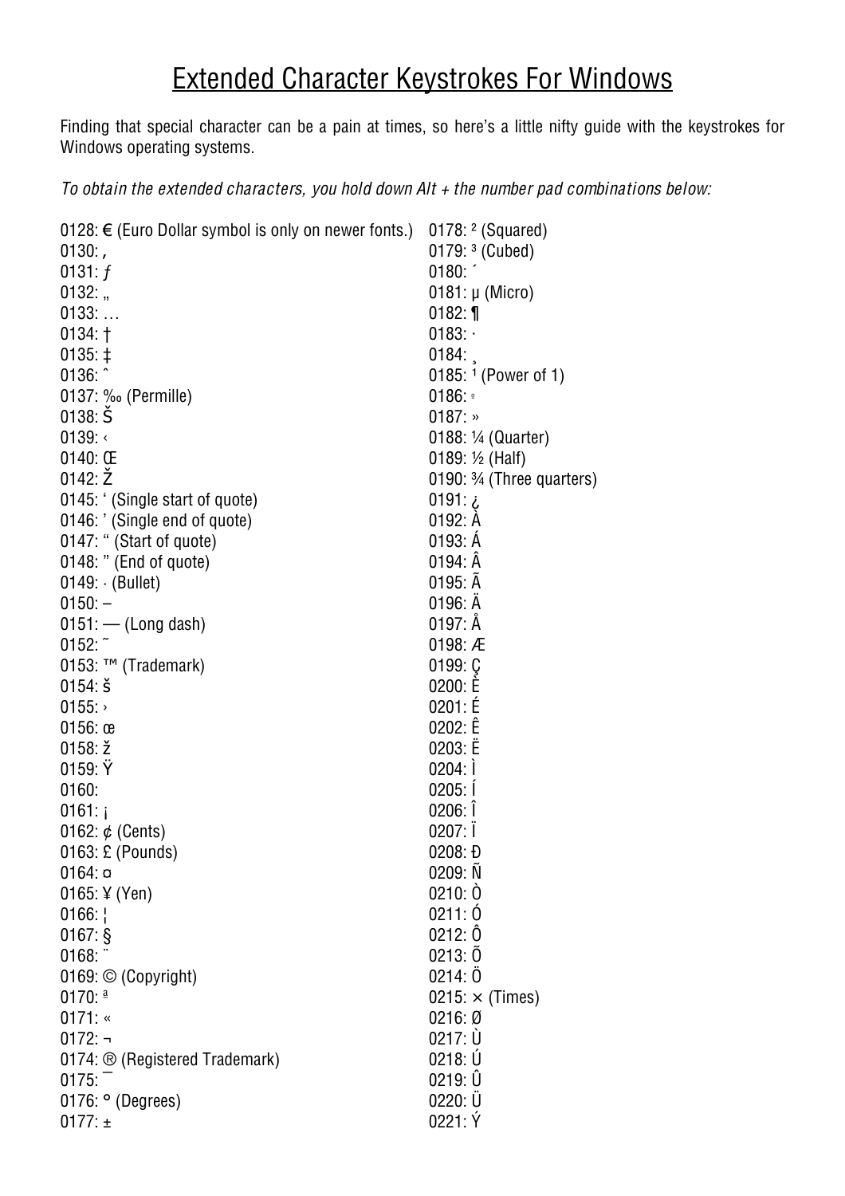# Extended Character Keystrokes For Windows

Finding that special character can be a pain at times, so here's a little nifty guide with the keystrokes for Windows operating systems.

*To obtain the extended characters, you hold down Alt + the number pad combinations below:*

0128: € (Euro Dollar symbol is only on newer fonts.)
0130: ‚
0131: ƒ
0132: „
0133: …
0134: †
0135: ‡
0136: ˆ
0137: ‰ (Permille)
0138: Š
0139: ‹
0140: Œ
0142: Ž
0145: ' (Single start of quote)
0146: ' (Single end of quote)
0147: " (Start of quote)
0148: " (End of quote)
0149: · (Bullet)
0150: –
0151: — (Long dash)
0152: ˜
0153: ™ (Trademark)
0154: š
0155: ›
0156: œ
0158: ž
0159: Ÿ
0160:
0161: ¡
0162: ¢ (Cents)
0163: £ (Pounds)
0164: ¤
0165: ¥ (Yen)
0166: ¦
0167: §
0168: ¨
0169: © (Copyright)
0170: ª
0171: «
0172: ¬
0174: ® (Registered Trademark)
0175: ¯
0176: ° (Degrees)
0177: ±
0178: ² (Squared)
0179: ³ (Cubed)
0180: ´
0181: µ (Micro)
0182: ¶
0183: ·
0184: ¸
0185: ¹ (Power of 1)
0186: º
0187: »
0188: ¼ (Quarter)
0189: ½ (Half)
0190: ¾ (Three quarters)
0191: ¿
0192: À
0193: Á
0194: Â
0195: Ã
0196: Ä
0197: Å
0198: Æ
0199: Ç
0200: È
0201: É
0202: Ê
0203: Ë
0204: Ì
0205: Í
0206: Î
0207: Ï
0208: Ð
0209: Ñ
0210: Ò
0211: Ó
0212: Ô
0213: Õ
0214: Ö
0215: × (Times)
0216: Ø
0217: Ù
0218: Ú
0219: Û
0220: Ü
0221: Ý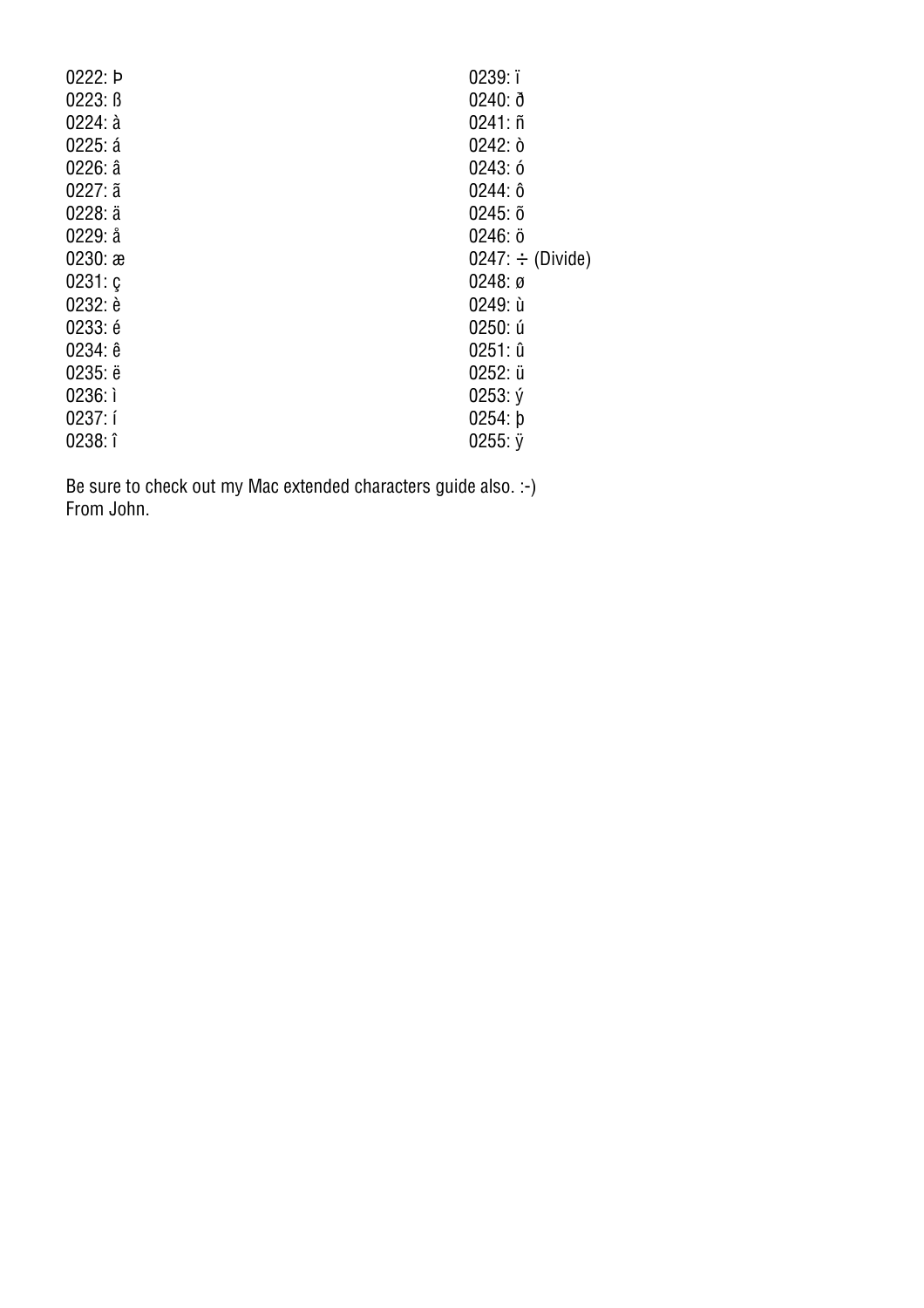0222: Þ
0223: ß
0224: à
0225: á
0226: â
0227: ã
0228: ä
0229: å
0230: æ
0231: ç
0232: è
0233: é
0234: ê
0235: ë
0236: ì
0237: í
0238: î
0239: ï
0240: ð
0241: ñ
0242: ò
0243: ó
0244: ô
0245: õ
0246: ö
0247: ÷ (Divide)
0248: ø
0249: ù
0250: ú
0251: û
0252: ü
0253: ý
0254: þ
0255: ÿ

Be sure to check out my Mac extended characters guide also. :-)
From John.